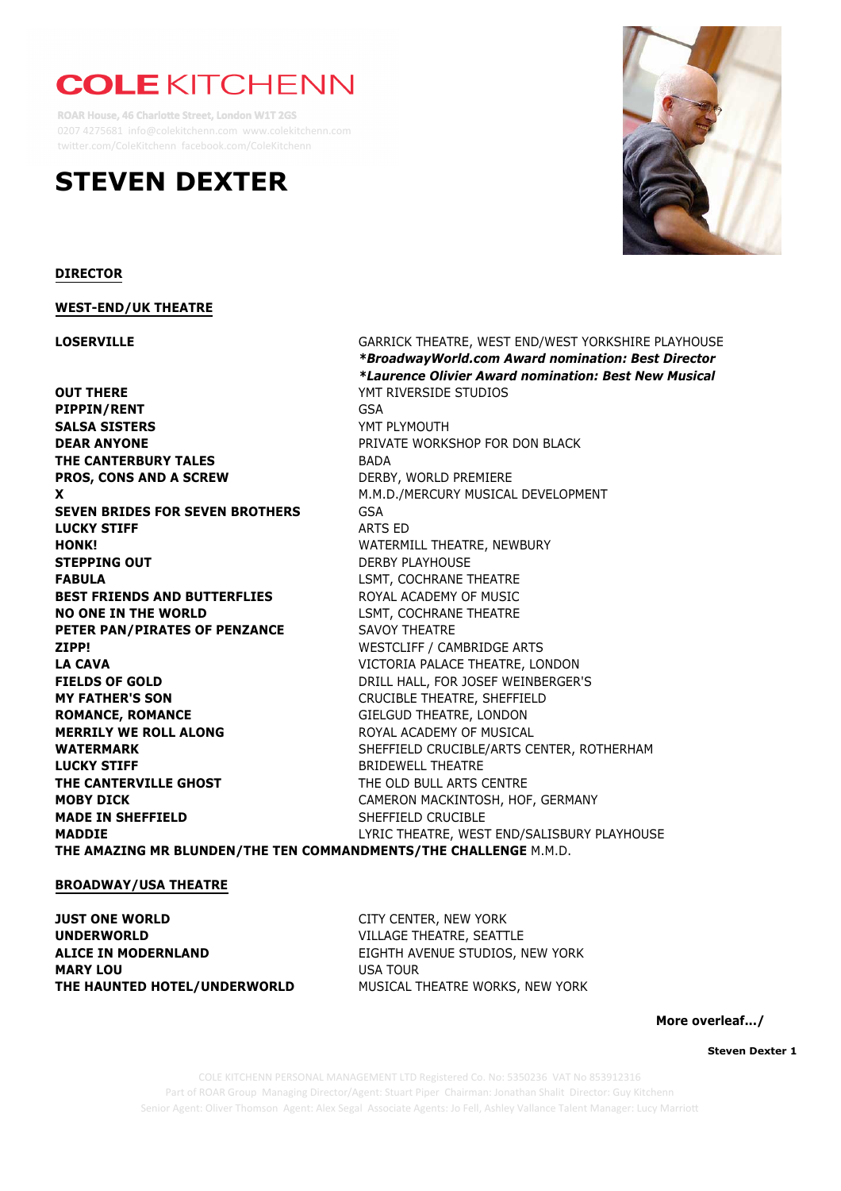# COLE KITCHENN

ROAR House, 46 Charlotte Street, London W1T 2GS
0207 4275681 info@colekitchenn.com www.colekitchenn.com
twitter.com/ColeKitchenn facebook.com/ColeKitchenn

# STEVEN DEXTER

## DIRECTOR

### WEST-END/UK THEATRE

| | |
|---|---|
| **LOSERVILLE** | GARRICK THEATRE, WEST END/WEST YORKSHIRE PLAYHOUSE<br>***BroadwayWorld.com Award nomination: Best Director**<br>***Laurence Olivier Award nomination: Best New Musical** |
| **OUT THERE** | YMT RIVERSIDE STUDIOS |
| **PIPPIN/RENT** | GSA |
| **SALSA SISTERS** | YMT PLYMOUTH |
| **DEAR ANYONE** | PRIVATE WORKSHOP FOR DON BLACK |
| **THE CANTERBURY TALES** | BADA |
| **PROS, CONS AND A SCREW** | DERBY, WORLD PREMIERE |
| **X** | M.M.D./MERCURY MUSICAL DEVELOPMENT |
| **SEVEN BRIDES FOR SEVEN BROTHERS** | GSA |
| **LUCKY STIFF** | ARTS ED |
| **HONK!** | WATERMILL THEATRE, NEWBURY |
| **STEPPING OUT** | DERBY PLAYHOUSE |
| **FABULA** | LSMT, COCHRANE THEATRE |
| **BEST FRIENDS AND BUTTERFLIES** | ROYAL ACADEMY OF MUSIC |
| **NO ONE IN THE WORLD** | LSMT, COCHRANE THEATRE |
| **PETER PAN/PIRATES OF PENZANCE** | SAVOY THEATRE |
| **ZIPP!** | WESTCLIFF / CAMBRIDGE ARTS |
| **LA CAVA** | VICTORIA PALACE THEATRE, LONDON |
| **FIELDS OF GOLD** | DRILL HALL, FOR JOSEF WEINBERGER'S |
| **MY FATHER'S SON** | CRUCIBLE THEATRE, SHEFFIELD |
| **ROMANCE, ROMANCE** | GIELGUD THEATRE, LONDON |
| **MERRILY WE ROLL ALONG** | ROYAL ACADEMY OF MUSICAL |
| **WATERMARK** | SHEFFIELD CRUCIBLE/ARTS CENTER, ROTHERHAM |
| **LUCKY STIFF** | BRIDEWELL THEATRE |
| **THE CANTERVILLE GHOST** | THE OLD BULL ARTS CENTRE |
| **MOBY DICK** | CAMERON MACKINTOSH, HOF, GERMANY |
| **MADE IN SHEFFIELD** | SHEFFIELD CRUCIBLE |
| **MADDIE** | LYRIC THEATRE, WEST END/SALISBURY PLAYHOUSE |

**THE AMAZING MR BLUNDEN/THE TEN COMMANDMENTS/THE CHALLENGE** M.M.D.

### BROADWAY/USA THEATRE

| | |
|---|---|
| **JUST ONE WORLD** | CITY CENTER, NEW YORK |
| **UNDERWORLD** | VILLAGE THEATRE, SEATTLE |
| **ALICE IN MODERNLAND** | EIGHTH AVENUE STUDIOS, NEW YORK |
| **MARY LOU** | USA TOUR |
| **THE HAUNTED HOTEL/UNDERWORLD** | MUSICAL THEATRE WORKS, NEW YORK |

**More overleaf.../**

COLE KITCHENN PERSONAL MANAGEMENT LTD Registered Co. No: 5350236 VAT No 853912316
Part of ROAR Group Managing Director/Agent: Stuart Piper Chairman: Jonathan Shalit Director: Guy Kitchenn
Senior Agent: Oliver Thomson Agent: Alex Segal Associate Agents: Jo Fell, Ashley Vallance Talent Manager: Lucy Marriott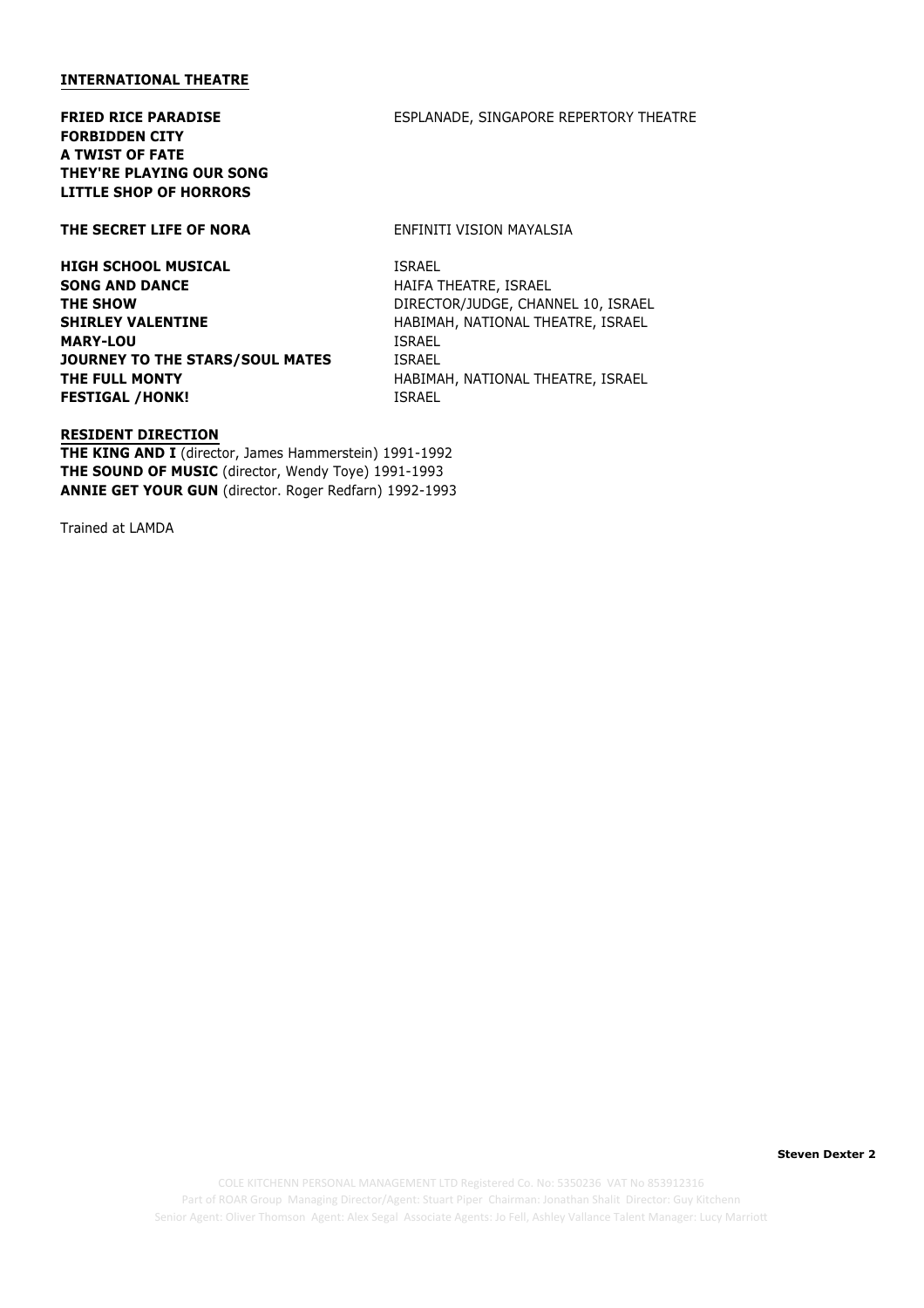## INTERNATIONAL THEATRE

| | |
|---|---|
| **FRIED RICE PARADISE** | ESPLANADE, SINGAPORE REPERTORY THEATRE |
| **FORBIDDEN CITY** | |
| **A TWIST OF FATE** | |
| **THEY'RE PLAYING OUR SONG** | |
| **LITTLE SHOP OF HORRORS** | |
| **THE SECRET LIFE OF NORA** | ENFINITI VISION MAYALSIA |
| **HIGH SCHOOL MUSICAL** | ISRAEL |
| **SONG AND DANCE** | HAIFA THEATRE, ISRAEL |
| **THE SHOW** | DIRECTOR/JUDGE, CHANNEL 10, ISRAEL |
| **SHIRLEY VALENTINE** | HABIMAH, NATIONAL THEATRE, ISRAEL |
| **MARY-LOU** | ISRAEL |
| **JOURNEY TO THE STARS/SOUL MATES** | ISRAEL |
| **THE FULL MONTY** | HABIMAH, NATIONAL THEATRE, ISRAEL |
| **FESTIGAL /HONK!** | ISRAEL |

## RESIDENT DIRECTION

**THE KING AND I** (director, James Hammerstein) 1991-1992
**THE SOUND OF MUSIC** (director, Wendy Toye) 1991-1993
**ANNIE GET YOUR GUN** (director. Roger Redfarn) 1992-1993

Trained at LAMDA